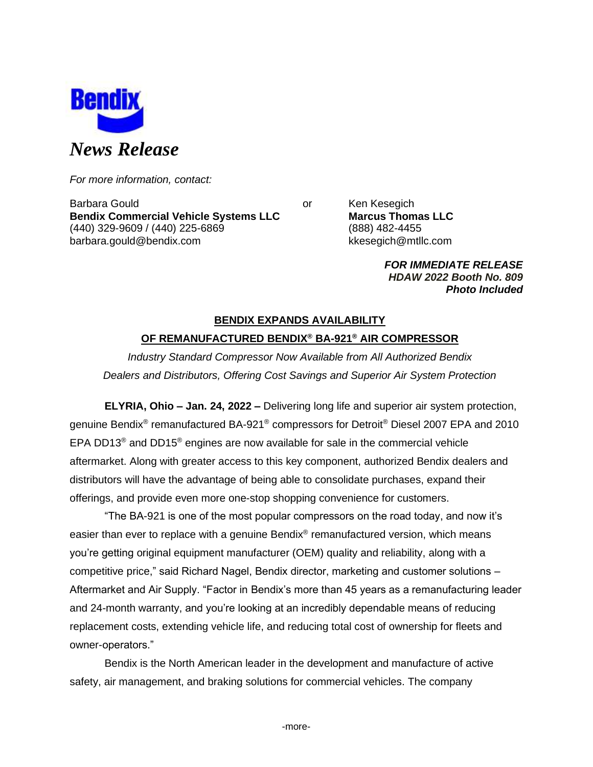**Bendix**

# *News Release*

*For more information, contact:*

Barbara Gould
**Bendix Commercial Vehicle Systems LLC**
(440) 329-9609 / (440) 225-6869
barbara.gould@bendix.com

or

Ken Kesegich
**Marcus Thomas LLC**
(888) 482-4455
kkesegich@mtllc.com

***FOR IMMEDIATE RELEASE***
***HDAW 2022 Booth No. 809***
***Photo Included***

## BENDIX EXPANDS AVAILABILITY OF REMANUFACTURED BENDIX® BA-921® AIR COMPRESSOR

*Industry Standard Compressor Now Available from All Authorized Bendix Dealers and Distributors, Offering Cost Savings and Superior Air System Protection*

**ELYRIA, Ohio – Jan. 24, 2022 –** Delivering long life and superior air system protection, genuine Bendix® remanufactured BA-921® compressors for Detroit® Diesel 2007 EPA and 2010 EPA DD13® and DD15® engines are now available for sale in the commercial vehicle aftermarket. Along with greater access to this key component, authorized Bendix dealers and distributors will have the advantage of being able to consolidate purchases, expand their offerings, and provide even more one-stop shopping convenience for customers.

"The BA-921 is one of the most popular compressors on the road today, and now it's easier than ever to replace with a genuine Bendix® remanufactured version, which means you're getting original equipment manufacturer (OEM) quality and reliability, along with a competitive price," said Richard Nagel, Bendix director, marketing and customer solutions – Aftermarket and Air Supply. "Factor in Bendix's more than 45 years as a remanufacturing leader and 24-month warranty, and you're looking at an incredibly dependable means of reducing replacement costs, extending vehicle life, and reducing total cost of ownership for fleets and owner-operators."

Bendix is the North American leader in the development and manufacture of active safety, air management, and braking solutions for commercial vehicles. The company

-more-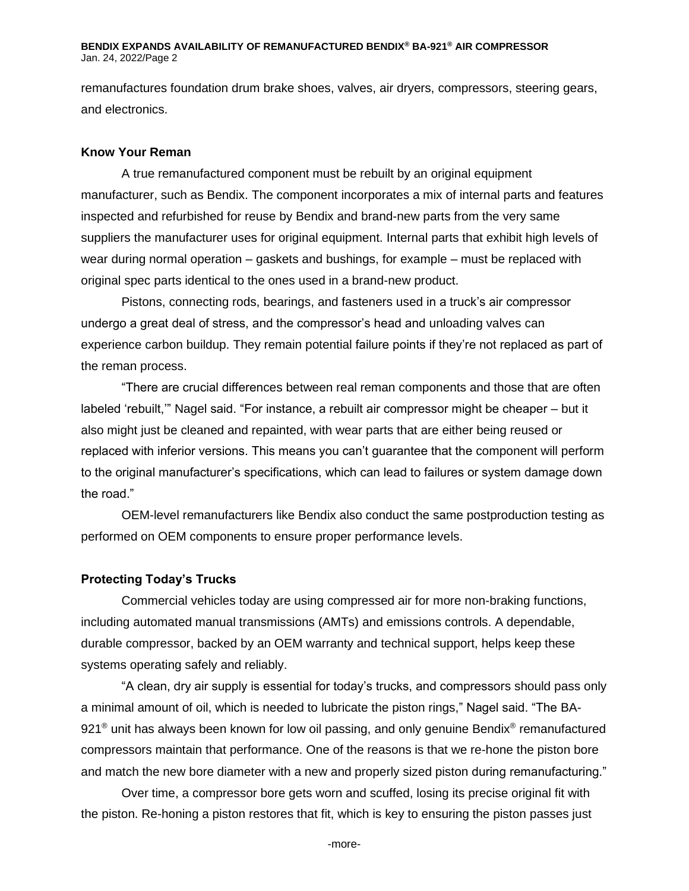remanufactures foundation drum brake shoes, valves, air dryers, compressors, steering gears, and electronics.

**Know Your Reman**

A true remanufactured component must be rebuilt by an original equipment manufacturer, such as Bendix. The component incorporates a mix of internal parts and features inspected and refurbished for reuse by Bendix and brand-new parts from the very same suppliers the manufacturer uses for original equipment. Internal parts that exhibit high levels of wear during normal operation – gaskets and bushings, for example – must be replaced with original spec parts identical to the ones used in a brand-new product.

Pistons, connecting rods, bearings, and fasteners used in a truck's air compressor undergo a great deal of stress, and the compressor's head and unloading valves can experience carbon buildup. They remain potential failure points if they're not replaced as part of the reman process.

"There are crucial differences between real reman components and those that are often labeled 'rebuilt,'" Nagel said. "For instance, a rebuilt air compressor might be cheaper – but it also might just be cleaned and repainted, with wear parts that are either being reused or replaced with inferior versions. This means you can't guarantee that the component will perform to the original manufacturer's specifications, which can lead to failures or system damage down the road."

OEM-level remanufacturers like Bendix also conduct the same postproduction testing as performed on OEM components to ensure proper performance levels.

**Protecting Today's Trucks**

Commercial vehicles today are using compressed air for more non-braking functions, including automated manual transmissions (AMTs) and emissions controls. A dependable, durable compressor, backed by an OEM warranty and technical support, helps keep these systems operating safely and reliably.

"A clean, dry air supply is essential for today's trucks, and compressors should pass only a minimal amount of oil, which is needed to lubricate the piston rings," Nagel said. "The BA-921® unit has always been known for low oil passing, and only genuine Bendix® remanufactured compressors maintain that performance. One of the reasons is that we re-hone the piston bore and match the new bore diameter with a new and properly sized piston during remanufacturing."

Over time, a compressor bore gets worn and scuffed, losing its precise original fit with the piston. Re-honing a piston restores that fit, which is key to ensuring the piston passes just

-more-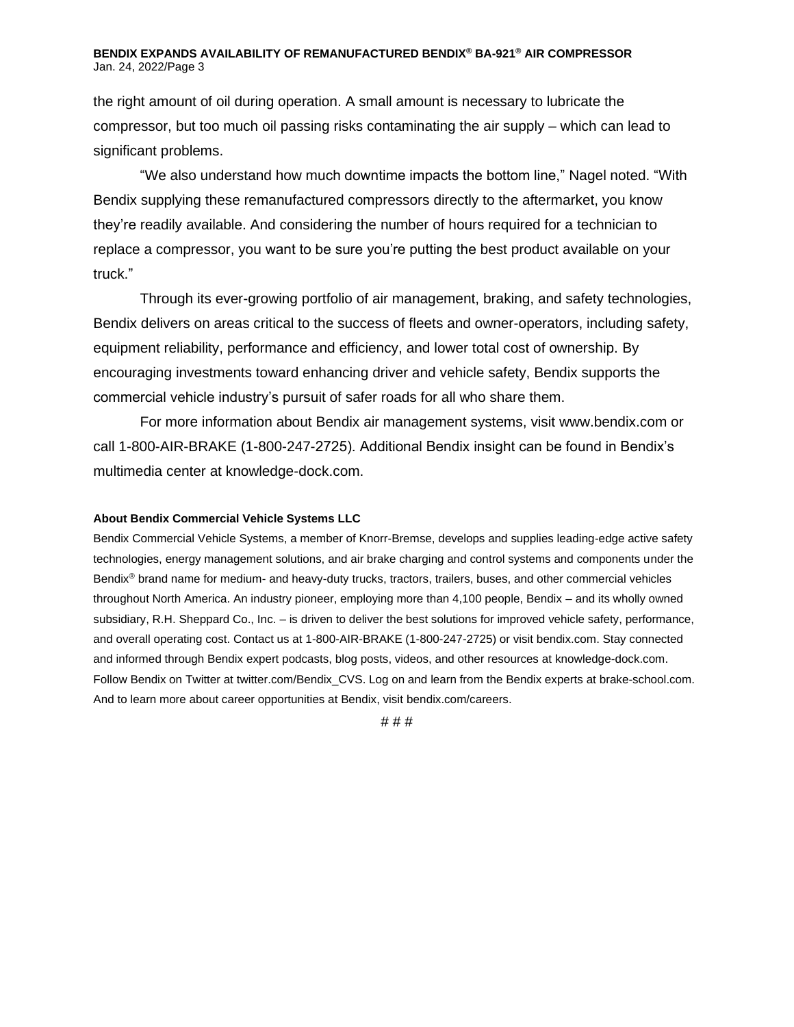the right amount of oil during operation. A small amount is necessary to lubricate the compressor, but too much oil passing risks contaminating the air supply – which can lead to significant problems.

"We also understand how much downtime impacts the bottom line," Nagel noted. "With Bendix supplying these remanufactured compressors directly to the aftermarket, you know they're readily available. And considering the number of hours required for a technician to replace a compressor, you want to be sure you're putting the best product available on your truck."

Through its ever-growing portfolio of air management, braking, and safety technologies, Bendix delivers on areas critical to the success of fleets and owner-operators, including safety, equipment reliability, performance and efficiency, and lower total cost of ownership. By encouraging investments toward enhancing driver and vehicle safety, Bendix supports the commercial vehicle industry's pursuit of safer roads for all who share them.

For more information about Bendix air management systems, visit www.bendix.com or call 1-800-AIR-BRAKE (1-800-247-2725). Additional Bendix insight can be found in Bendix's multimedia center at knowledge-dock.com.

**About Bendix Commercial Vehicle Systems LLC**

Bendix Commercial Vehicle Systems, a member of Knorr-Bremse, develops and supplies leading-edge active safety technologies, energy management solutions, and air brake charging and control systems and components under the Bendix® brand name for medium- and heavy-duty trucks, tractors, trailers, buses, and other commercial vehicles throughout North America. An industry pioneer, employing more than 4,100 people, Bendix – and its wholly owned subsidiary, R.H. Sheppard Co., Inc. – is driven to deliver the best solutions for improved vehicle safety, performance, and overall operating cost. Contact us at 1-800-AIR-BRAKE (1-800-247-2725) or visit bendix.com. Stay connected and informed through Bendix expert podcasts, blog posts, videos, and other resources at knowledge-dock.com. Follow Bendix on Twitter at twitter.com/Bendix_CVS. Log on and learn from the Bendix experts at brake-school.com. And to learn more about career opportunities at Bendix, visit bendix.com/careers.

# # #